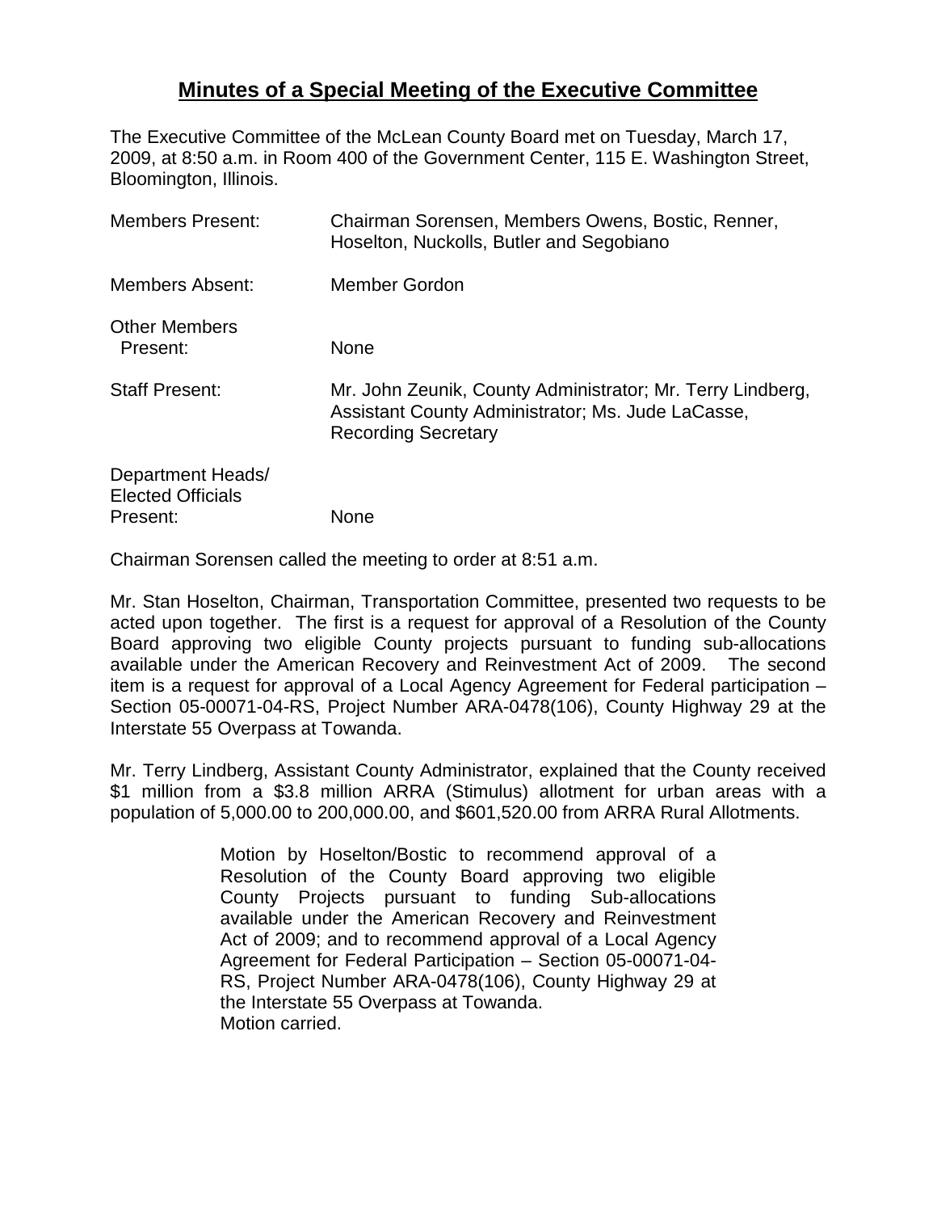# Minutes of a Special Meeting of the Executive Committee

The Executive Committee of the McLean County Board met on Tuesday, March 17, 2009, at 8:50 a.m. in Room 400 of the Government Center, 115 E. Washington Street, Bloomington, Illinois.

| | |
|---|---|
| Members Present: | Chairman Sorensen, Members Owens, Bostic, Renner, Hoselton, Nuckolls, Butler and Segobiano |
| Members Absent: | Member Gordon |
| Other Members Present: | None |
| Staff Present: | Mr. John Zeunik, County Administrator; Mr. Terry Lindberg, Assistant County Administrator; Ms. Jude LaCasse, Recording Secretary |
| Department Heads/ Elected Officials Present: | None |

Chairman Sorensen called the meeting to order at 8:51 a.m.

Mr. Stan Hoselton, Chairman, Transportation Committee, presented two requests to be acted upon together. The first is a request for approval of a Resolution of the County Board approving two eligible County projects pursuant to funding sub-allocations available under the American Recovery and Reinvestment Act of 2009. The second item is a request for approval of a Local Agency Agreement for Federal participation – Section 05-00071-04-RS, Project Number ARA-0478(106), County Highway 29 at the Interstate 55 Overpass at Towanda.

Mr. Terry Lindberg, Assistant County Administrator, explained that the County received $1 million from a $3.8 million ARRA (Stimulus) allotment for urban areas with a population of 5,000.00 to 200,000.00, and $601,520.00 from ARRA Rural Allotments.

> Motion by Hoselton/Bostic to recommend approval of a Resolution of the County Board approving two eligible County Projects pursuant to funding Sub-allocations available under the American Recovery and Reinvestment Act of 2009; and to recommend approval of a Local Agency Agreement for Federal Participation – Section 05-00071-04-RS, Project Number ARA-0478(106), County Highway 29 at the Interstate 55 Overpass at Towanda.
> Motion carried.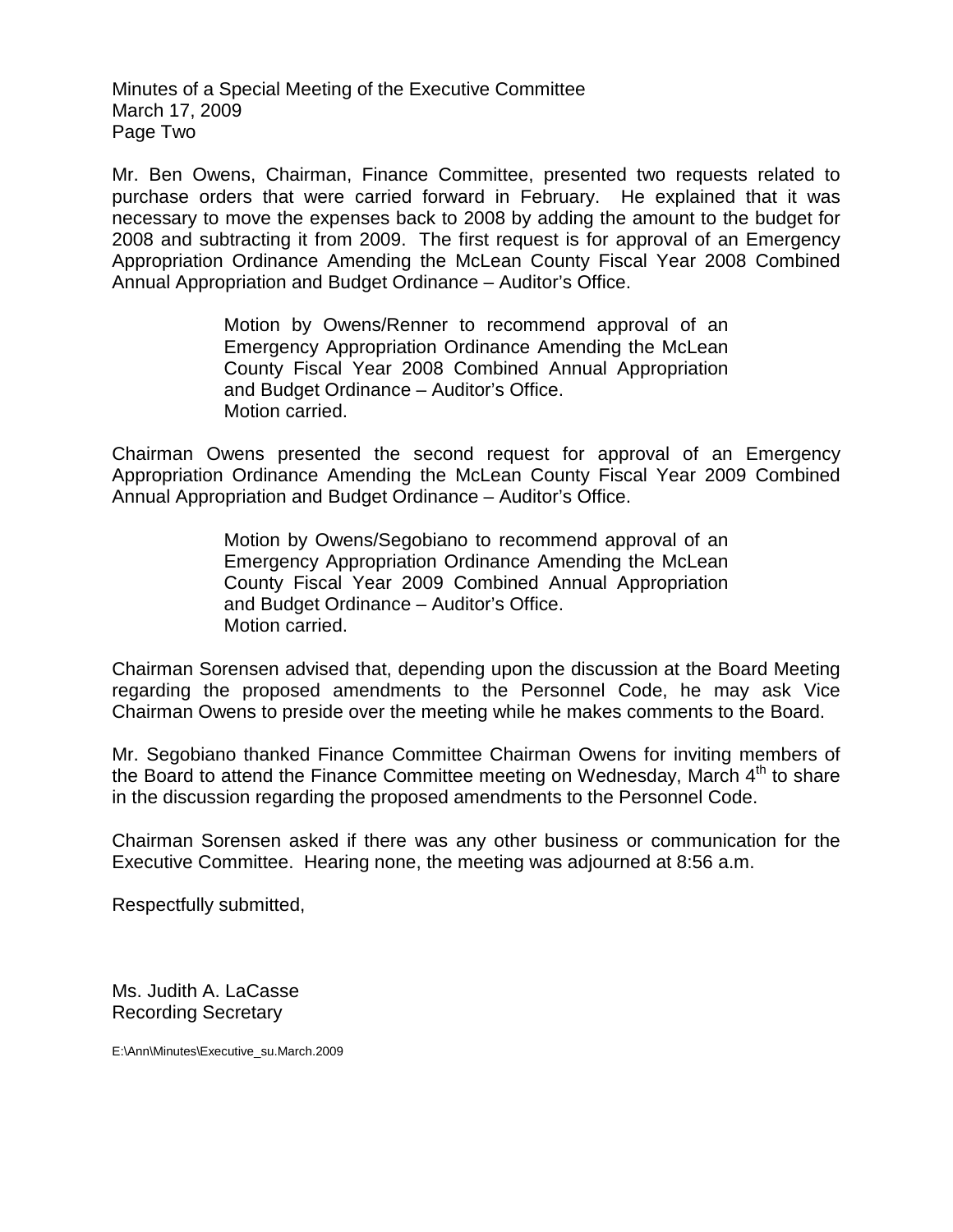Mr. Ben Owens, Chairman, Finance Committee, presented two requests related to purchase orders that were carried forward in February. He explained that it was necessary to move the expenses back to 2008 by adding the amount to the budget for 2008 and subtracting it from 2009. The first request is for approval of an Emergency Appropriation Ordinance Amending the McLean County Fiscal Year 2008 Combined Annual Appropriation and Budget Ordinance – Auditor's Office.

> Motion by Owens/Renner to recommend approval of an Emergency Appropriation Ordinance Amending the McLean County Fiscal Year 2008 Combined Annual Appropriation and Budget Ordinance – Auditor's Office.
> Motion carried.

Chairman Owens presented the second request for approval of an Emergency Appropriation Ordinance Amending the McLean County Fiscal Year 2009 Combined Annual Appropriation and Budget Ordinance – Auditor's Office.

> Motion by Owens/Segobiano to recommend approval of an Emergency Appropriation Ordinance Amending the McLean County Fiscal Year 2009 Combined Annual Appropriation and Budget Ordinance – Auditor's Office.
> Motion carried.

Chairman Sorensen advised that, depending upon the discussion at the Board Meeting regarding the proposed amendments to the Personnel Code, he may ask Vice Chairman Owens to preside over the meeting while he makes comments to the Board.

Mr. Segobiano thanked Finance Committee Chairman Owens for inviting members of the Board to attend the Finance Committee meeting on Wednesday, March 4th to share in the discussion regarding the proposed amendments to the Personnel Code.

Chairman Sorensen asked if there was any other business or communication for the Executive Committee. Hearing none, the meeting was adjourned at 8:56 a.m.

Respectfully submitted,

Ms. Judith A. LaCasse
Recording Secretary

E:\Ann\Minutes\Executive_su.March.2009